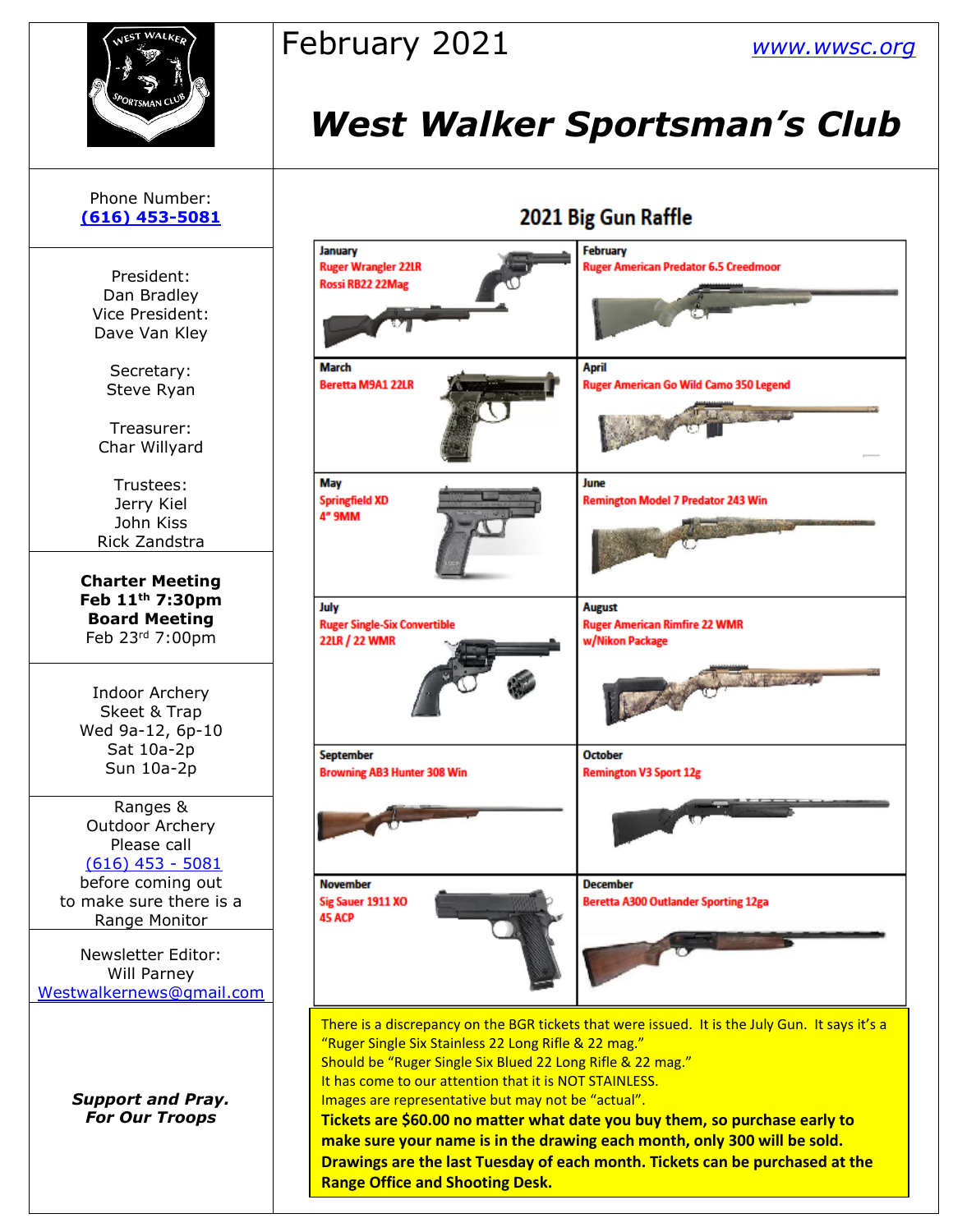# West Walker Sportsman's Club

February 2021

www.wwsc.org

Phone Number:
**(616) 453-5081**

President:
Dan Bradley
Vice President:
Dave Van Kley

Secretary:
Steve Ryan

Treasurer:
Char Willyard

Trustees:
Jerry Kiel
John Kiss
Rick Zandstra

**Charter Meeting**
**Feb 11th 7:30pm**
**Board Meeting**
Feb 23rd 7:00pm

Indoor Archery
Skeet & Trap
Wed 9a-12, 6p-10
Sat 10a-2p
Sun 10a-2p

Ranges &
Outdoor Archery
Please call
(616) 453 - 5081
before coming out
to make sure there is a
Range Monitor

Newsletter Editor:
Will Parney
Westwalkernews@gmail.com

***Support and Pray.***
***For Our Troops***

## 2021 Big Gun Raffle

| Month | Prize |
| --- | --- |
| January | Ruger Wrangler 22LR<br>Rossi RB22 22Mag |
| February | Ruger American Predator 6.5 Creedmoor |
| March | Beretta M9A1 22LR |
| April | Ruger American Go Wild Camo 350 Legend |
| May | Springfield XD<br>4" 9MM |
| June | Remington Model 7 Predator 243 Win |
| July | Ruger Single-Six Convertible<br>22LR / 22 WMR |
| August | Ruger American Rimfire 22 WMR<br>w/Nikon Package |
| September | Browning AB3 Hunter 308 Win |
| October | Remington V3 Sport 12g |
| November | Sig Sauer 1911 XO<br>45 ACP |
| December | Beretta A300 Outlander Sporting 12ga |

There is a discrepancy on the BGR tickets that were issued. It is the July Gun. It says it's a "Ruger Single Six Stainless 22 Long Rifle & 22 mag."
Should be "Ruger Single Six Blued 22 Long Rifle & 22 mag."
It has come to our attention that it is NOT STAINLESS.
Images are representative but may not be "actual".
**Tickets are $60.00 no matter what date you buy them, so purchase early to make sure your name is in the drawing each month, only 300 will be sold. Drawings are the last Tuesday of each month. Tickets can be purchased at the Range Office and Shooting Desk.**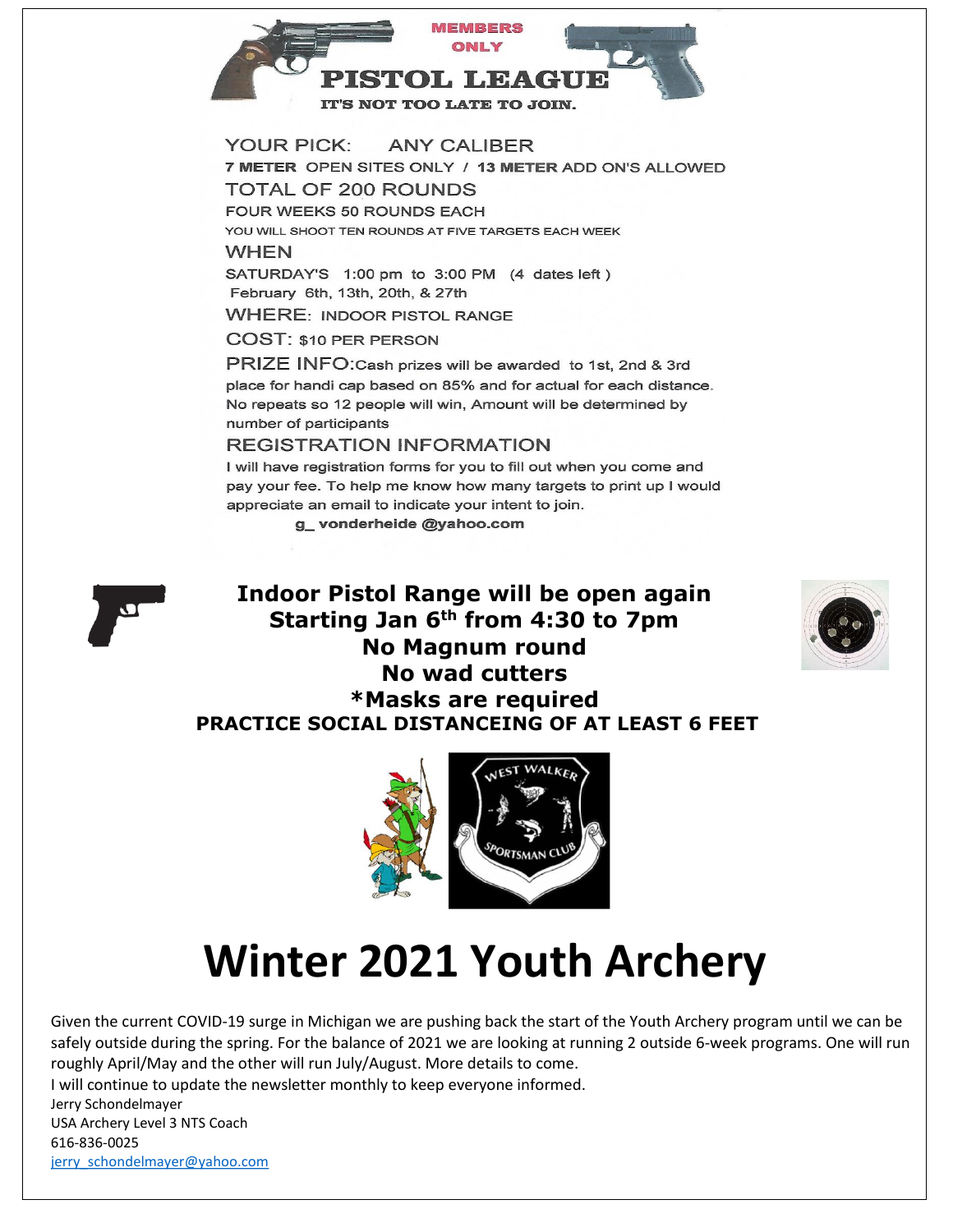## MEMBERS ONLY

# PISTOL LEAGUE

**IT'S NOT TOO LATE TO JOIN.**

YOUR PICK: ANY CALIBER

**7 METER** OPEN SITES ONLY / **13 METER** ADD ON'S ALLOWED

TOTAL OF 200 ROUNDS

FOUR WEEKS 50 ROUNDS EACH

YOU WILL SHOOT TEN ROUNDS AT FIVE TARGETS EACH WEEK

WHEN

SATURDAY'S 1:00 pm to 3:00 PM (4 dates left)
February 6th, 13th, 20th, & 27th

WHERE: INDOOR PISTOL RANGE

COST: $10 PER PERSON

PRIZE INFO: Cash prizes will be awarded to 1st, 2nd & 3rd place for handi cap based on 85% and for actual for each distance. No repeats so 12 people will win, Amount will be determined by number of participants

REGISTRATION INFORMATION

I will have registration forms for you to fill out when you come and pay your fee. To help me know how many targets to print up I would appreciate an email to indicate your intent to join.

g_ vonderheide @yahoo.com

**Indoor Pistol Range will be open again**
**Starting Jan 6th from 4:30 to 7pm**
**No Magnum round**
**No wad cutters**
**\*Masks are required**
**PRACTICE SOCIAL DISTANCEING OF AT LEAST 6 FEET**

WEST WALKER SPORTSMAN CLUB

# Winter 2021 Youth Archery

Given the current COVID-19 surge in Michigan we are pushing back the start of the Youth Archery program until we can be safely outside during the spring. For the balance of 2021 we are looking at running 2 outside 6-week programs. One will run roughly April/May and the other will run July/August. More details to come.

I will continue to update the newsletter monthly to keep everyone informed.

Jerry Schondelmayer
USA Archery Level 3 NTS Coach
616-836-0025
jerry_schondelmayer@yahoo.com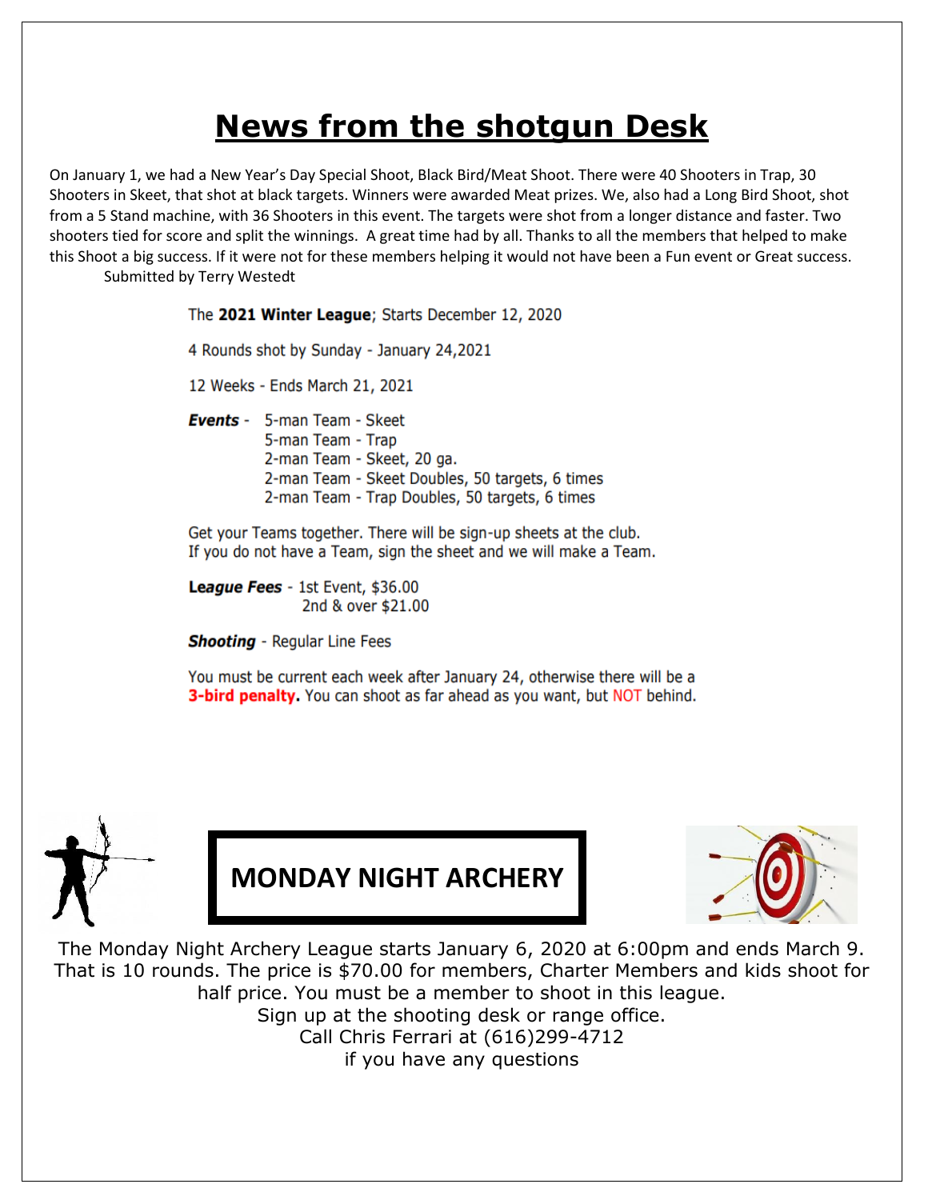# News from the shotgun Desk

On January 1, we had a New Year's Day Special Shoot, Black Bird/Meat Shoot. There were 40 Shooters in Trap, 30 Shooters in Skeet, that shot at black targets. Winners were awarded Meat prizes. We, also had a Long Bird Shoot, shot from a 5 Stand machine, with 36 Shooters in this event. The targets were shot from a longer distance and faster. Two shooters tied for score and split the winnings. A great time had by all. Thanks to all the members that helped to make this Shoot a big success. If it were not for these members helping it would not have been a Fun event or Great success.

Submitted by Terry Westedt

The **2021 Winter League**; Starts December 12, 2020

4 Rounds shot by Sunday - January 24,2021

12 Weeks - Ends March 21, 2021

***Events*** - 5-man Team - Skeet
5-man Team - Trap
2-man Team - Skeet, 20 ga.
2-man Team - Skeet Doubles, 50 targets, 6 times
2-man Team - Trap Doubles, 50 targets, 6 times

Get your Teams together. There will be sign-up sheets at the club.
If you do not have a Team, sign the sheet and we will make a Team.

***League Fees*** - 1st Event, $36.00
2nd & over $21.00

***Shooting*** - Regular Line Fees

You must be current each week after January 24, otherwise there will be a **3-bird penalty.** You can shoot as far ahead as you want, but NOT behind.

## MONDAY NIGHT ARCHERY

The Monday Night Archery League starts January 6, 2020 at 6:00pm and ends March 9. That is 10 rounds. The price is $70.00 for members, Charter Members and kids shoot for half price. You must be a member to shoot in this league.
Sign up at the shooting desk or range office.
Call Chris Ferrari at (616)299-4712
if you have any questions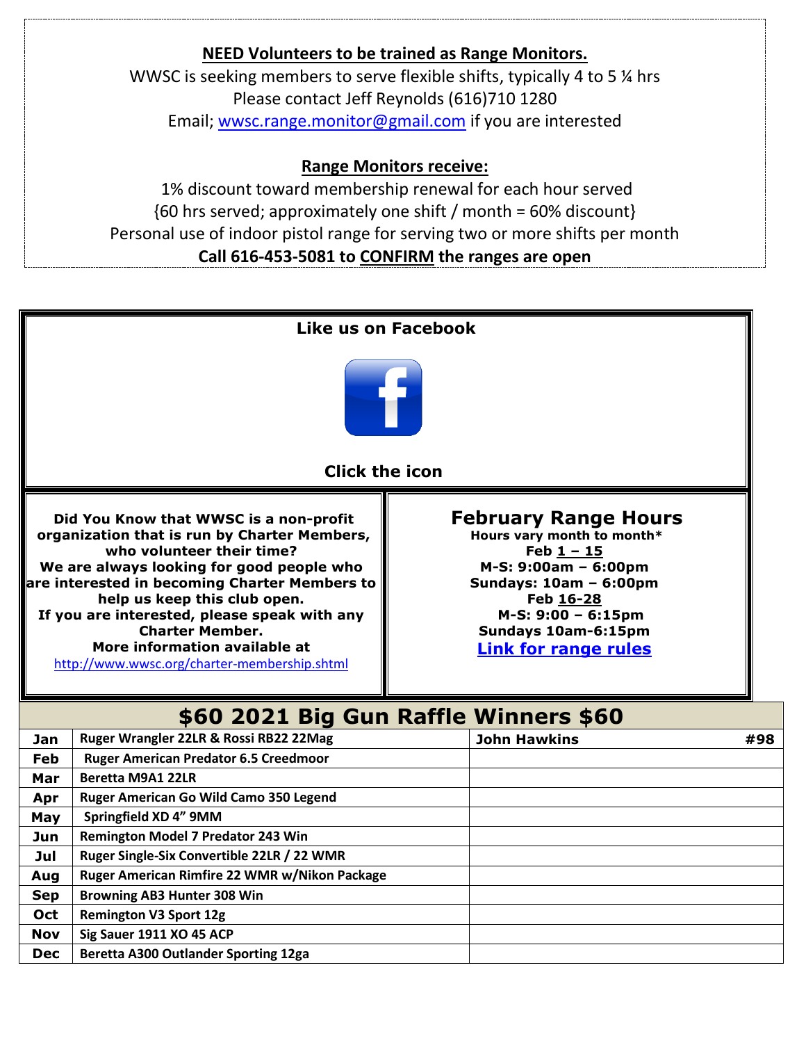**NEED Volunteers to be trained as Range Monitors.**

WWSC is seeking members to serve flexible shifts, typically 4 to 5 ¼ hrs
Please contact Jeff Reynolds (616)710 1280
Email; wwsc.range.monitor@gmail.com if you are interested

**Range Monitors receive:**

1% discount toward membership renewal for each hour served
{60 hrs served; approximately one shift / month = 60% discount}
Personal use of indoor pistol range for serving two or more shifts per month
**Call 616-453-5081 to CONFIRM the ranges are open**

**Like us on Facebook**

**Click the icon**

**Did You Know that WWSC is a non-profit organization that is run by Charter Members, who volunteer their time?**
**We are always looking for good people who are interested in becoming Charter Members to help us keep this club open.**
**If you are interested, please speak with any Charter Member.**
**More information available at**
http://www.wwsc.org/charter-membership.shtml

## February Range Hours

**Hours vary month to month***

**Feb 1 – 15**
**M-S: 9:00am – 6:00pm**
**Sundays: 10am – 6:00pm**

**Feb 16-28**
**M-S: 9:00 – 6:15pm**
**Sundays 10am-6:15pm**

**Link for range rules**

## $60 2021 Big Gun Raffle Winners $60

| Month | Prize | Winner | # |
|---|---|---|---|
| Jan | Ruger Wrangler 22LR & Rossi RB22 22Mag | John Hawkins | #98 |
| Feb | Ruger American Predator 6.5 Creedmoor | | |
| Mar | Beretta M9A1 22LR | | |
| Apr | Ruger American Go Wild Camo 350 Legend | | |
| May | Springfield XD 4" 9MM | | |
| Jun | Remington Model 7 Predator 243 Win | | |
| Jul | Ruger Single-Six Convertible 22LR / 22 WMR | | |
| Aug | Ruger American Rimfire 22 WMR w/Nikon Package | | |
| Sep | Browning AB3 Hunter 308 Win | | |
| Oct | Remington V3 Sport 12g | | |
| Nov | Sig Sauer 1911 XO 45 ACP | | |
| Dec | Beretta A300 Outlander Sporting 12ga | | |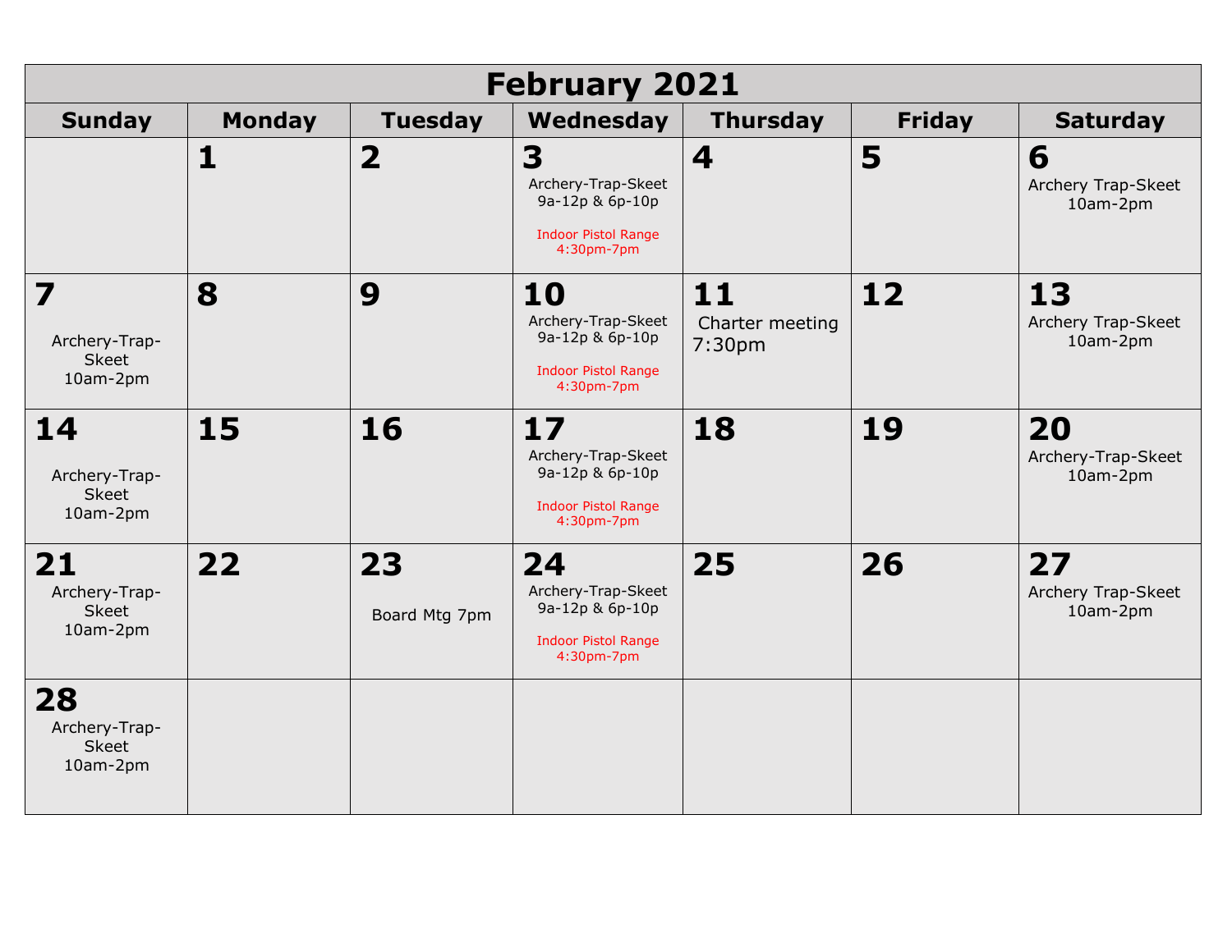| February 2021 | | | | | | |
|---|---|---|---|---|---|---|
| **Sunday** | **Monday** | **Tuesday** | **Wednesday** | **Thursday** | **Friday** | **Saturday** |
| | **1** | **2** | **3** Archery-Trap-Skeet 9a-12p & 6p-10p Indoor Pistol Range 4:30pm-7pm | **4** | **5** | **6** Archery Trap-Skeet 10am-2pm |
| **7** Archery-Trap-Skeet 10am-2pm | **8** | **9** | **10** Archery-Trap-Skeet 9a-12p & 6p-10p Indoor Pistol Range 4:30pm-7pm | **11** Charter meeting 7:30pm | **12** | **13** Archery Trap-Skeet 10am-2pm |
| **14** Archery-Trap-Skeet 10am-2pm | **15** | **16** | **17** Archery-Trap-Skeet 9a-12p & 6p-10p Indoor Pistol Range 4:30pm-7pm | **18** | **19** | **20** Archery-Trap-Skeet 10am-2pm |
| **21** Archery-Trap-Skeet 10am-2pm | **22** | **23** Board Mtg 7pm | **24** Archery-Trap-Skeet 9a-12p & 6p-10p Indoor Pistol Range 4:30pm-7pm | **25** | **26** | **27** Archery Trap-Skeet 10am-2pm |
| **28** Archery-Trap-Skeet 10am-2pm | | | | | | |